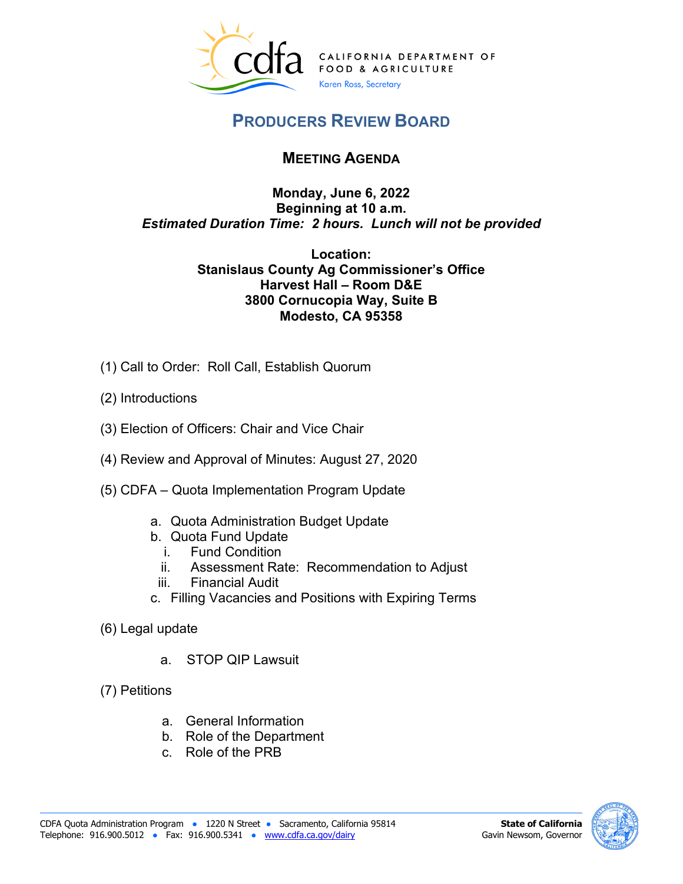CALIFORNIA DEPARTMENT OF FOOD & AGRICULTURE

Karen Ross, Secretary

# PRODUCERS REVIEW BOARD

## MEETING AGENDA

**Monday, June 6, 2022**
**Beginning at 10 a.m.**
***Estimated Duration Time: 2 hours. Lunch will not be provided***

**Location:**
**Stanislaus County Ag Commissioner's Office**
**Harvest Hall – Room D&E**
**3800 Cornucopia Way, Suite B**
**Modesto, CA 95358**

(1) Call to Order: Roll Call, Establish Quorum

(2) Introductions

(3) Election of Officers: Chair and Vice Chair

(4) Review and Approval of Minutes: August 27, 2020

(5) CDFA – Quota Implementation Program Update

  a. Quota Administration Budget Update
  b. Quota Fund Update
    i. Fund Condition
    ii. Assessment Rate: Recommendation to Adjust
    iii. Financial Audit
  c. Filling Vacancies and Positions with Expiring Terms

(6) Legal update

  a. STOP QIP Lawsuit

(7) Petitions

  a. General Information
  b. Role of the Department
  c. Role of the PRB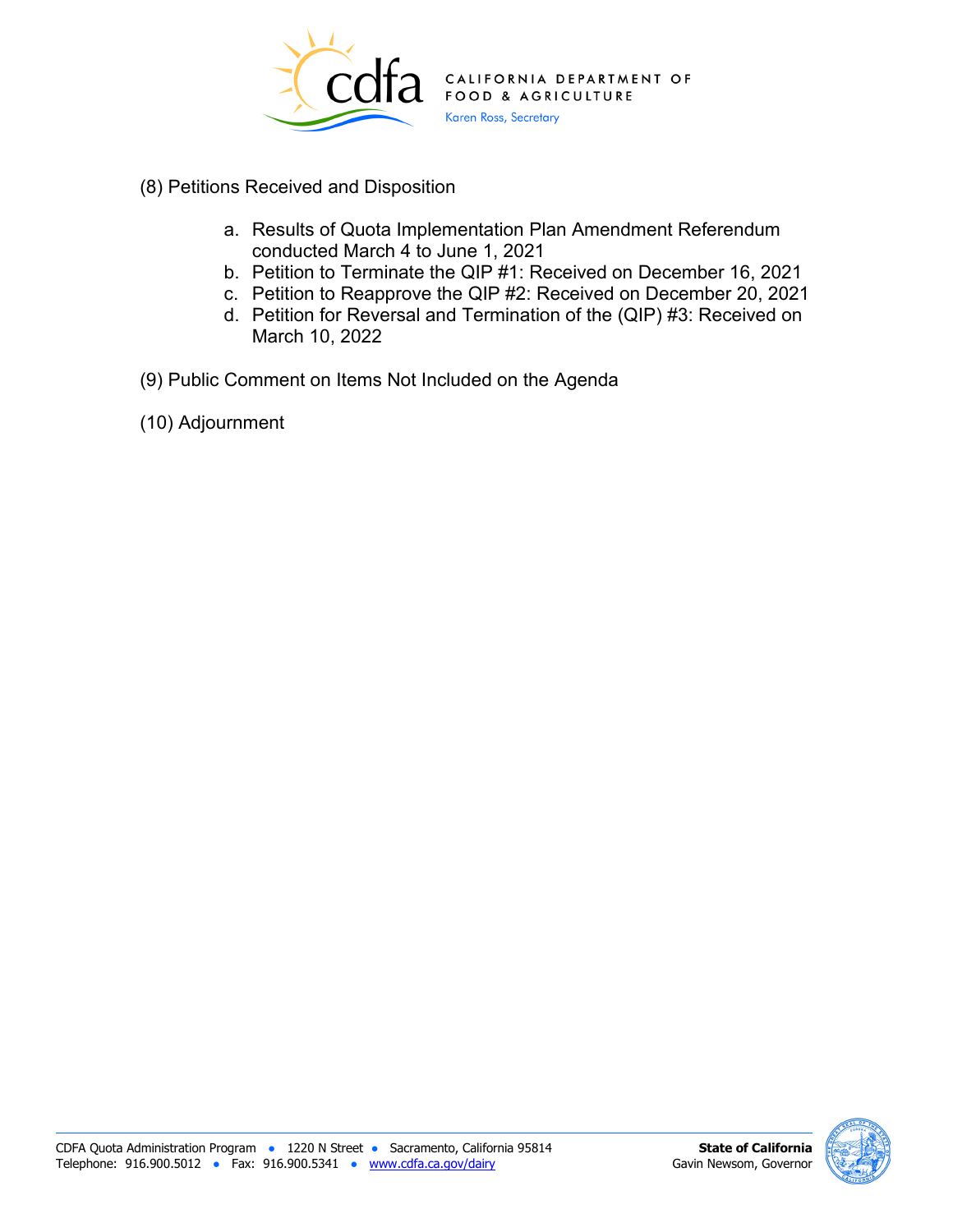(8) Petitions Received and Disposition

a. Results of Quota Implementation Plan Amendment Referendum conducted March 4 to June 1, 2021
b. Petition to Terminate the QIP #1: Received on December 16, 2021
c. Petition to Reapprove the QIP #2: Received on December 20, 2021
d. Petition for Reversal and Termination of the (QIP) #3: Received on March 10, 2022

(9) Public Comment on Items Not Included on the Agenda

(10) Adjournment